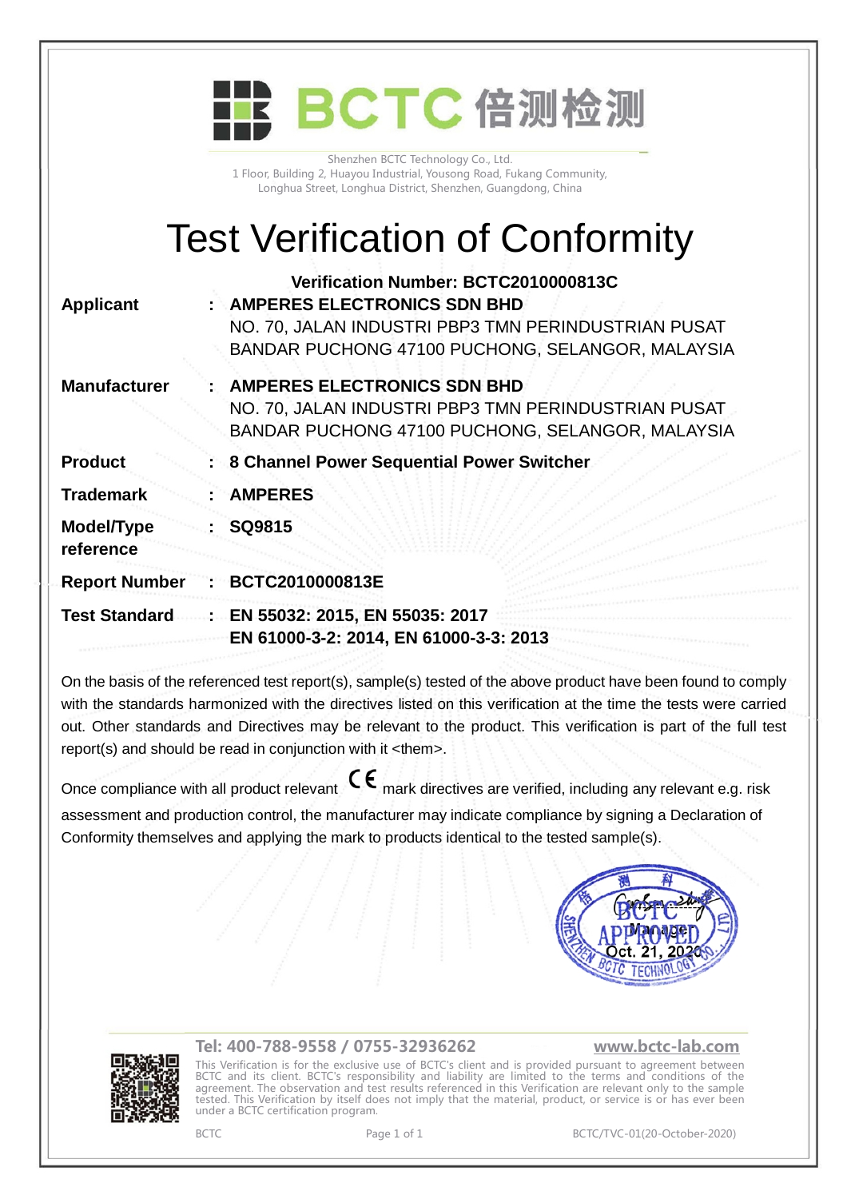# BCTC 倍测检测

Shenzhen BCTC Technology Co., Ltd.
1 Floor, Building 2, Huayou Industrial, Yousong Road, Fukang Community,
Longhua Street, Longhua District, Shenzhen, Guangdong, China

# Test Verification of Conformity

**Verification Number: BCTC2010000813C**

| | | |
|---|---|---|
| **Applicant** | : | **AMPERES ELECTRONICS SDN BHD**<br>NO. 70, JALAN INDUSTRI PBP3 TMN PERINDUSTRIAN PUSAT BANDAR PUCHONG 47100 PUCHONG, SELANGOR, MALAYSIA |
| **Manufacturer** | : | **AMPERES ELECTRONICS SDN BHD**<br>NO. 70, JALAN INDUSTRI PBP3 TMN PERINDUSTRIAN PUSAT BANDAR PUCHONG 47100 PUCHONG, SELANGOR, MALAYSIA |
| **Product** | : | **8 Channel Power Sequential Power Switcher** |
| **Trademark** | : | **AMPERES** |
| **Model/Type reference** | : | **SQ9815** |
| **Report Number** | : | **BCTC2010000813E** |
| **Test Standard** | : | **EN 55032: 2015, EN 55035: 2017**<br>**EN 61000-3-2: 2014, EN 61000-3-3: 2013** |

On the basis of the referenced test report(s), sample(s) tested of the above product have been found to comply with the standards harmonized with the directives listed on this verification at the time the tests were carried out. Other standards and Directives may be relevant to the product. This verification is part of the full test report(s) and should be read in conjunction with it <them>.

Once compliance with all product relevant CE mark directives are verified, including any relevant e.g. risk assessment and production control, the manufacturer may indicate compliance by signing a Declaration of Conformity themselves and applying the mark to products identical to the tested sample(s).

BCTC APPROVED
Manager
Oct. 21, 2020
SHENZHEN BCTC TECHNOLOGY CO., LTD

**Tel: 400-788-9558 / 0755-32936262** **www.bctc-lab.com**

This Verification is for the exclusive use of BCTC's client and is provided pursuant to agreement between BCTC and its client. BCTC's responsibility and liability are limited to the terms and conditions of the agreement. The observation and test results referenced in this Verification are relevant only to the sample tested. This Verification by itself does not imply that the material, product, or service is or has ever been under a BCTC certification program.

BCTC BCTC/TVC-01(20-October-2020)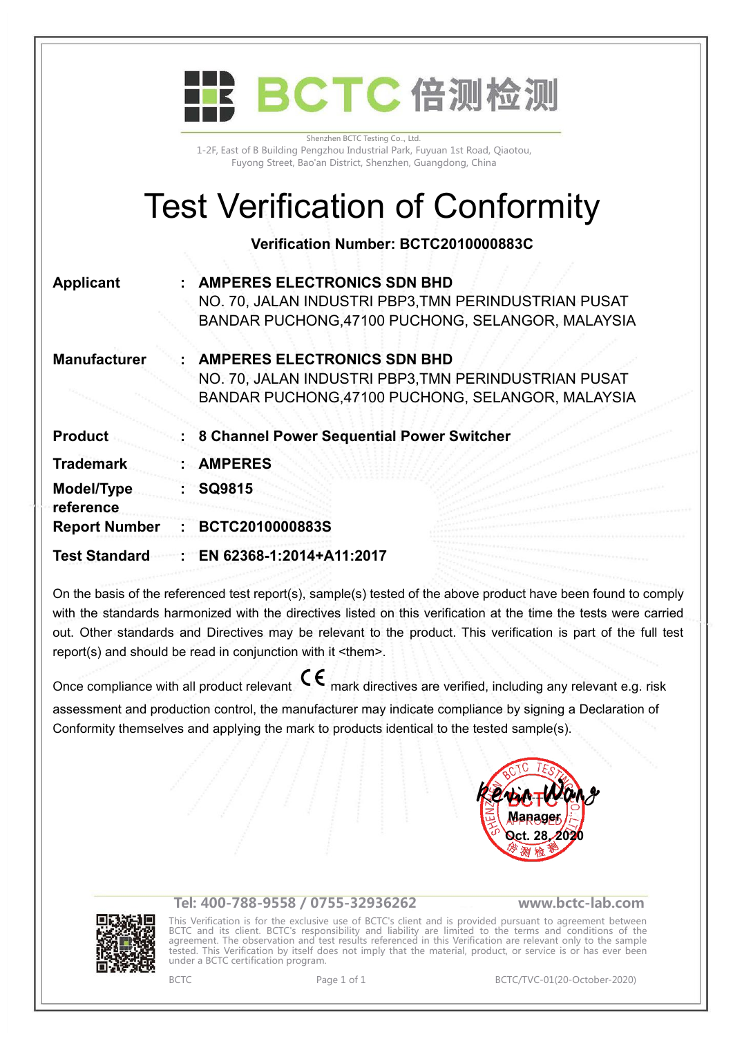# BCTC 倍测检测

Shenzhen BCTC Testing Co., Ltd.
1-2F, East of B Building Pengzhou Industrial Park, Fuyuan 1st Road, Qiaotou, Fuyong Street, Bao'an District, Shenzhen, Guangdong, China

# Test Verification of Conformity

**Verification Number: BCTC2010000883C**

| | | |
|---|---|---|
| **Applicant** | : | **AMPERES ELECTRONICS SDN BHD**<br>NO. 70, JALAN INDUSTRI PBP3,TMN PERINDUSTRIAN PUSAT BANDAR PUCHONG,47100 PUCHONG, SELANGOR, MALAYSIA |
| **Manufacturer** | : | **AMPERES ELECTRONICS SDN BHD**<br>NO. 70, JALAN INDUSTRI PBP3,TMN PERINDUSTRIAN PUSAT BANDAR PUCHONG,47100 PUCHONG, SELANGOR, MALAYSIA |
| **Product** | : | **8 Channel Power Sequential Power Switcher** |
| **Trademark** | : | **AMPERES** |
| **Model/Type reference** | : | **SQ9815** |
| **Report Number** | : | **BCTC2010000883S** |
| **Test Standard** | : | **EN 62368-1:2014+A11:2017** |

On the basis of the referenced test report(s), sample(s) tested of the above product have been found to comply with the standards harmonized with the directives listed on this verification at the time the tests were carried out. Other standards and Directives may be relevant to the product. This verification is part of the full test report(s) and should be read in conjunction with it <them>.

Once compliance with all product relevant CE mark directives are verified, including any relevant e.g. risk assessment and production control, the manufacturer may indicate compliance by signing a Declaration of Conformity themselves and applying the mark to products identical to the tested sample(s).

Kevin Wang
Manager
Oct. 28, 2020

Tel: 400-788-9558 / 0755-32936262 www.bctc-lab.com

This Verification is for the exclusive use of BCTC's client and is provided pursuant to agreement between BCTC and its client. BCTC's responsibility and liability are limited to the terms and conditions of the agreement. The observation and test results referenced in this Verification are relevant only to the sample tested. This Verification by itself does not imply that the material, product, or service is or has ever been under a BCTC certification program.

BCTC BCTC/TVC-01(20-October-2020)